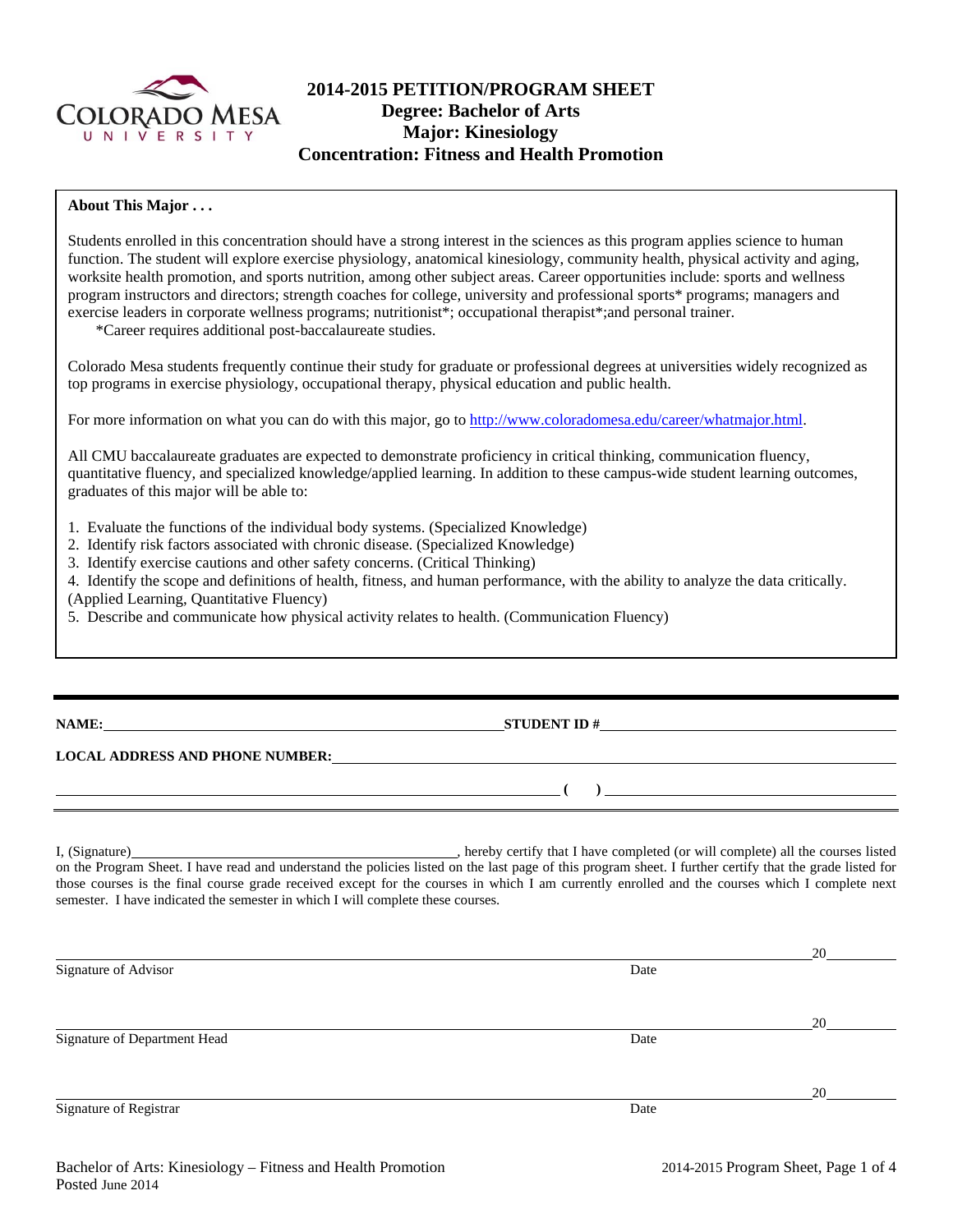# 2014-2015 PETITION/PROGRAM SHEET
## Degree: Bachelor of Arts
## Major: Kinesiology
## Concentration: Fitness and Health Promotion

**About This Major . . .**

Students enrolled in this concentration should have a strong interest in the sciences as this program applies science to human function. The student will explore exercise physiology, anatomical kinesiology, community health, physical activity and aging, worksite health promotion, and sports nutrition, among other subject areas. Career opportunities include: sports and wellness program instructors and directors; strength coaches for college, university and professional sports* programs; managers and exercise leaders in corporate wellness programs; nutritionist*; occupational therapist*;and personal trainer.

*Career requires additional post-baccalaureate studies.

Colorado Mesa students frequently continue their study for graduate or professional degrees at universities widely recognized as top programs in exercise physiology, occupational therapy, physical education and public health.

For more information on what you can do with this major, go to http://www.coloradomesa.edu/career/whatmajor.html.

All CMU baccalaureate graduates are expected to demonstrate proficiency in critical thinking, communication fluency, quantitative fluency, and specialized knowledge/applied learning. In addition to these campus-wide student learning outcomes, graduates of this major will be able to:

1. Evaluate the functions of the individual body systems. (Specialized Knowledge)
2. Identify risk factors associated with chronic disease. (Specialized Knowledge)
3. Identify exercise cautions and other safety concerns. (Critical Thinking)
4. Identify the scope and definitions of health, fitness, and human performance, with the ability to analyze the data critically. (Applied Learning, Quantitative Fluency)
5. Describe and communicate how physical activity relates to health. (Communication Fluency)

---

**NAME:** \_\_\_\_\_\_\_\_\_\_\_\_\_\_\_\_\_\_\_\_\_\_\_\_\_\_\_\_\_\_\_\_\_\_\_\_\_\_\_\_ **STUDENT ID #** \_\_\_\_\_\_\_\_\_\_\_\_\_\_\_\_\_\_\_\_\_\_\_\_\_\_\_\_

**LOCAL ADDRESS AND PHONE NUMBER:** \_\_\_\_\_\_\_\_\_\_\_\_\_\_\_\_\_\_\_\_\_\_\_\_\_\_\_\_\_\_\_\_\_\_\_\_\_\_\_\_

\_\_\_\_\_\_\_\_\_\_\_\_\_\_\_\_\_\_\_\_\_\_\_\_\_\_\_\_\_\_\_\_\_\_\_\_\_\_\_\_ **( )** \_\_\_\_\_\_\_\_\_\_\_\_\_\_\_\_\_\_\_\_\_\_\_\_\_\_\_\_

---

I, (Signature)\_\_\_\_\_\_\_\_\_\_\_\_\_\_\_\_\_\_\_\_\_\_\_\_\_\_\_\_\_\_\_\_\_\_\_\_, hereby certify that I have completed (or will complete) all the courses listed on the Program Sheet. I have read and understand the policies listed on the last page of this program sheet. I further certify that the grade listed for those courses is the final course grade received except for the courses in which I am currently enrolled and the courses which I complete next semester. I have indicated the semester in which I will complete these courses.

\_\_\_\_\_\_\_\_\_\_\_\_\_\_\_\_\_\_\_\_\_\_\_\_\_\_\_\_\_\_\_\_\_\_\_\_\_\_\_\_\_\_\_\_\_\_\_\_\_\_\_\_ 20\_\_\_\_\_\_\_\_
Signature of Advisor Date

\_\_\_\_\_\_\_\_\_\_\_\_\_\_\_\_\_\_\_\_\_\_\_\_\_\_\_\_\_\_\_\_\_\_\_\_\_\_\_\_\_\_\_\_\_\_\_\_\_\_\_\_ 20\_\_\_\_\_\_\_\_
Signature of Department Head Date

\_\_\_\_\_\_\_\_\_\_\_\_\_\_\_\_\_\_\_\_\_\_\_\_\_\_\_\_\_\_\_\_\_\_\_\_\_\_\_\_\_\_\_\_\_\_\_\_\_\_\_\_ 20\_\_\_\_\_\_\_\_
Signature of Registrar Date

Posted June 2014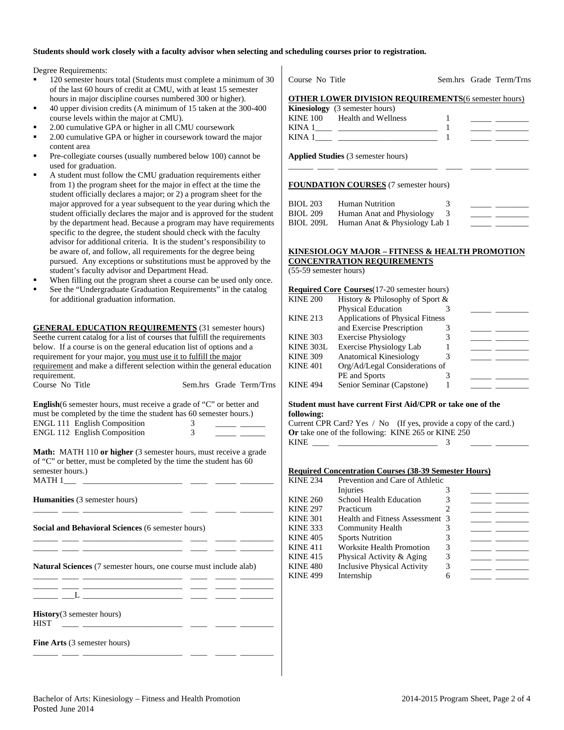**Students should work closely with a faculty advisor when selecting and scheduling courses prior to registration.**

Degree Requirements:

- 120 semester hours total (Students must complete a minimum of 30 of the last 60 hours of credit at CMU, with at least 15 semester hours in major discipline courses numbered 300 or higher).
- 40 upper division credits (A minimum of 15 taken at the 300-400 course levels within the major at CMU).
- 2.00 cumulative GPA or higher in all CMU coursework
- 2.00 cumulative GPA or higher in coursework toward the major content area
- Pre-collegiate courses (usually numbered below 100) cannot be used for graduation.
- A student must follow the CMU graduation requirements either from 1) the program sheet for the major in effect at the time the student officially declares a major; or 2) a program sheet for the major approved for a year subsequent to the year during which the student officially declares the major and is approved for the student by the department head. Because a program may have requirements specific to the degree, the student should check with the faculty advisor for additional criteria. It is the student's responsibility to be aware of, and follow, all requirements for the degree being pursued. Any exceptions or substitutions must be approved by the student's faculty advisor and Department Head.
- When filling out the program sheet a course can be used only once.
- See the "Undergraduate Graduation Requirements" in the catalog for additional graduation information.

**GENERAL EDUCATION REQUIREMENTS** (31 semester hours) Seethe current catalog for a list of courses that fulfill the requirements below. If a course is on the general education list of options and a requirement for your major, you must use it to fulfill the major requirement and make a different selection within the general education requirement.

| Course No | Title | Sem.hrs | Grade | Term/Trns |
|---|---|---|---|---|
| **English**(6 semester hours, must receive a grade of "C" or better and must be completed by the time the student has 60 semester hours.) | | | | |
| ENGL 111 | English Composition | 3 | | |
| ENGL 112 | English Composition | 3 | | |
| **Math:** MATH 110 **or higher** (3 semester hours, must receive a grade of "C" or better, must be completed by the time the student has 60 semester hours.) | | | | |
| MATH 1___ | | | | |
| **Humanities** (3 semester hours) | | | | |
| | | | | |
| **Social and Behavioral Sciences** (6 semester hours) | | | | |
| | | | | |
| | | | | |
| **Natural Sciences** (7 semester hours, one course must include alab) | | | | |
| | | | | |
| | | | | |
| ___L | | | | |
| **History**(3 semester hours) | | | | |
| HIST | | | | |
| **Fine Arts** (3 semester hours) | | | | |
| | | | | |

| Course No | Title | Sem.hrs | Grade | Term/Trns |
|---|---|---|---|---|
| **OTHER LOWER DIVISION REQUIREMENTS**(6 semester hours) | | | | |
| **Kinesiology** (3 semester hours) | | | | |
| KINE 100 | Health and Wellness | 1 | | |
| KINA 1____ | | 1 | | |
| KINA 1____ | | 1 | | |
| **Applied Studies** (3 semester hours) | | | | |
| | | | | |

**FOUNDATION COURSES** (7 semester hours)

| Course No | Title | Sem.hrs | Grade | Term/Trns |
|---|---|---|---|---|
| BIOL 203 | Human Nutrition | 3 | | |
| BIOL 209 | Human Anat and Physiology | 3 | | |
| BIOL 209L | Human Anat & Physiology Lab | 1 | | |

**KINESIOLOGY MAJOR – FITNESS & HEALTH PROMOTION CONCENTRATION REQUIREMENTS**
(55-59 semester hours)

**Required Core Courses**(17-20 semester hours)

| Course No | Title | Sem.hrs | Grade | Term/Trns |
|---|---|---|---|---|
| KINE 200 | History & Philosophy of Sport & Physical Education | 3 | | |
| KINE 213 | Applications of Physical Fitness and Exercise Prescription | 3 | | |
| KINE 303 | Exercise Physiology | 3 | | |
| KINE 303L | Exercise Physiology Lab | 1 | | |
| KINE 309 | Anatomical Kinesiology | 3 | | |
| KINE 401 | Org/Ad/Legal Considerations of PE and Sports | 3 | | |
| KINE 494 | Senior Seminar (Capstone) | 1 | | |

**Student must have current First Aid/CPR or take one of the following:**
Current CPR Card? Yes / No (If yes, provide a copy of the card.)
**Or** take one of the following: KINE 265 or KINE 250

| Course No | Title | Sem.hrs | Grade | Term/Trns |
|---|---|---|---|---|
| KINE ____ | | 3 | | |

**Required Concentration Courses (38-39 Semester Hours)**

| Course No | Title | Sem.hrs | Grade | Term/Trns |
|---|---|---|---|---|
| KINE 234 | Prevention and Care of Athletic Injuries | 3 | | |
| KINE 260 | School Health Education | 3 | | |
| KINE 297 | Practicum | 2 | | |
| KINE 301 | Health and Fitness Assessment | 3 | | |
| KINE 333 | Community Health | 3 | | |
| KINE 405 | Sports Nutrition | 3 | | |
| KINE 411 | Worksite Health Promotion | 3 | | |
| KINE 415 | Physical Activity & Aging | 3 | | |
| KINE 480 | Inclusive Physical Activity | 3 | | |
| KINE 499 | Internship | 6 | | |

Bachelor of Arts: Kinesiology – Fitness and Health Promotion
Posted June 2014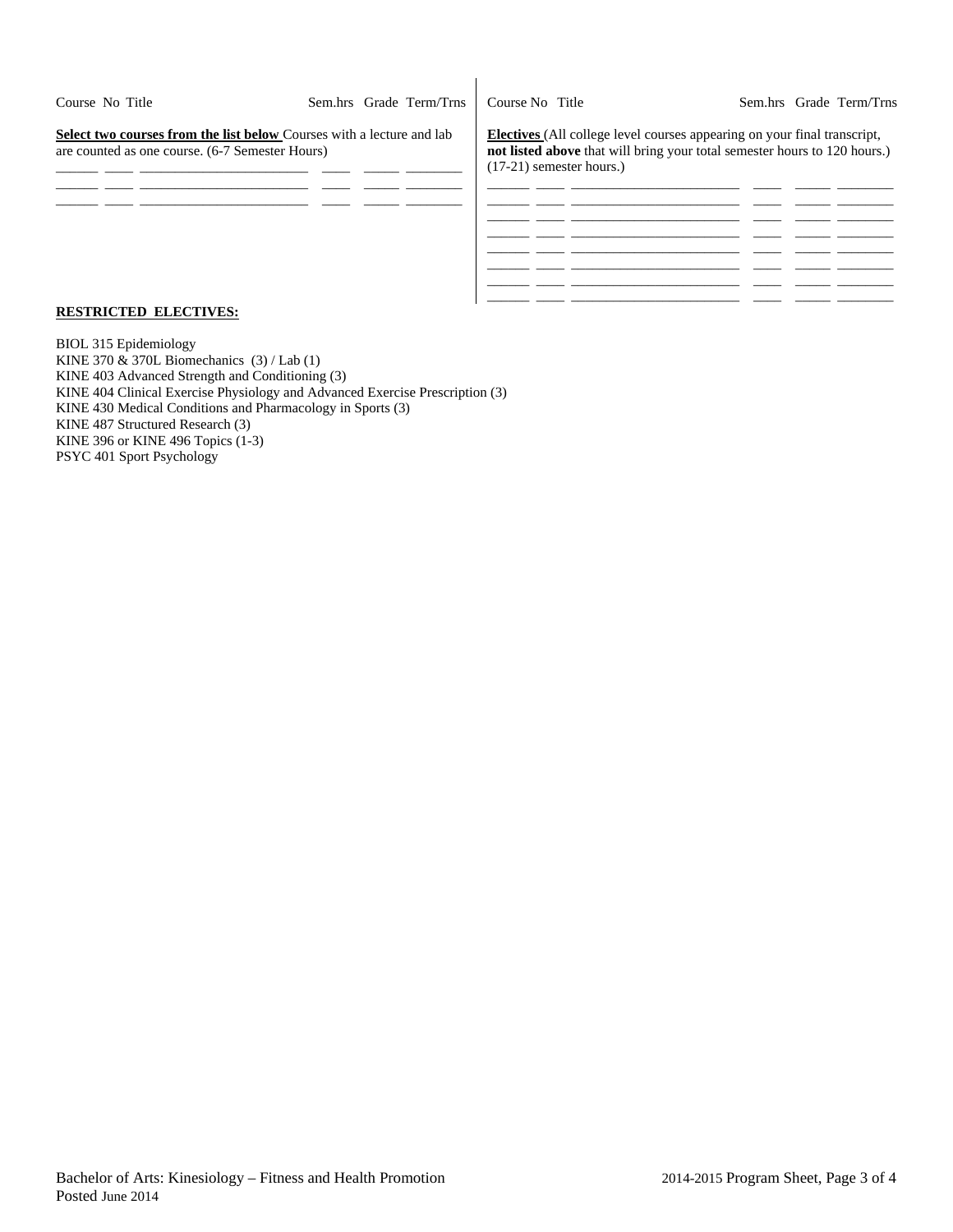| Course No | Title | Sem.hrs | Grade | Term/Trns |
|---|---|---|---|---|

**Select two courses from the list below** Courses with a lecture and lab are counted as one course. (6-7 Semester Hours)

| Course No | Title | Sem.hrs | Grade | Term/Trns |
|---|---|---|---|---|
| | | | | |
| | | | | |
| | | | | |

**Electives** (All college level courses appearing on your final transcript, **not listed above** that will bring your total semester hours to 120 hours.) (17-21) semester hours.)

| Course No | Title | Sem.hrs | Grade | Term/Trns |
|---|---|---|---|---|
| | | | | |
| | | | | |
| | | | | |
| | | | | |
| | | | | |
| | | | | |
| | | | | |

**RESTRICTED ELECTIVES:**

BIOL 315 Epidemiology
KINE 370 & 370L Biomechanics (3) / Lab (1)
KINE 403 Advanced Strength and Conditioning (3)
KINE 404 Clinical Exercise Physiology and Advanced Exercise Prescription (3)
KINE 430 Medical Conditions and Pharmacology in Sports (3)
KINE 487 Structured Research (3)
KINE 396 or KINE 496 Topics (1-3)
PSYC 401 Sport Psychology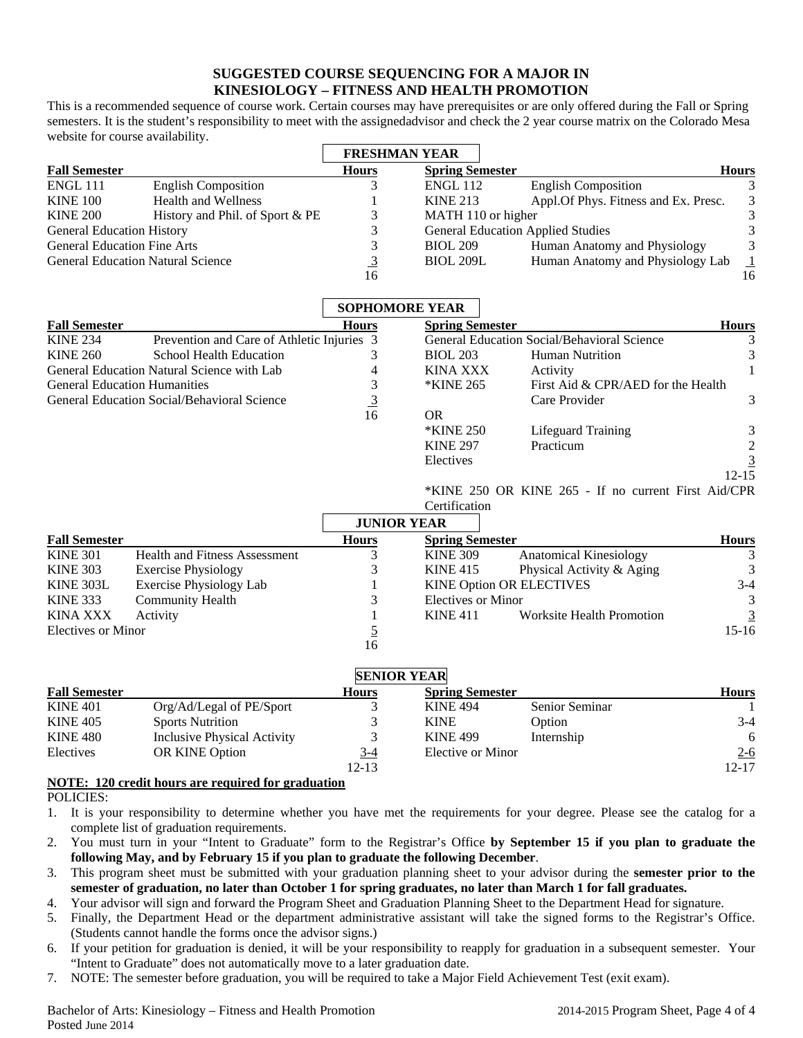# SUGGESTED COURSE SEQUENCING FOR A MAJOR IN KINESIOLOGY – FITNESS AND HEALTH PROMOTION

This is a recommended sequence of course work. Certain courses may have prerequisites or are only offered during the Fall or Spring semesters. It is the student's responsibility to meet with the assignedadvisor and check the 2 year course matrix on the Colorado Mesa website for course availability.

## FRESHMAN YEAR

| Fall Semester | | Hours | Spring Semester | | Hours |
|---|---|---|---|---|---|
| ENGL 111 | English Composition | 3 | ENGL 112 | English Composition | 3 |
| KINE 100 | Health and Wellness | 1 | KINE 213 | Appl.Of Phys. Fitness and Ex. Presc. | 3 |
| KINE 200 | History and Phil. of Sport & PE | 3 | MATH 110 or higher | | 3 |
| General Education History | | 3 | General Education Applied Studies | | 3 |
| General Education Fine Arts | | 3 | BIOL 209 | Human Anatomy and Physiology | 3 |
| General Education Natural Science | | 3 | BIOL 209L | Human Anatomy and Physiology Lab | 1 |
| | | 16 | | | 16 |

## SOPHOMORE YEAR

| Fall Semester | | Hours | Spring Semester | | Hours |
|---|---|---|---|---|---|
| KINE 234 | Prevention and Care of Athletic Injuries | 3 | General Education Social/Behavioral Science | | 3 |
| KINE 260 | School Health Education | 3 | BIOL 203 | Human Nutrition | 3 |
| General Education Natural Science with Lab | | 4 | KINA XXX | Activity | 1 |
| General Education Humanities | | 3 | *KINE 265 | First Aid & CPR/AED for the Health Care Provider | 3 |
| General Education Social/Behavioral Science | | 3 | OR | | |
| | | 16 | *KINE 250 | Lifeguard Training | 3 |
| | | | KINE 297 | Practicum | 2 |
| | | | Electives | | 3 |
| | | | | | 12-15 |

*KINE 250 OR KINE 265 - If no current First Aid/CPR Certification

## JUNIOR YEAR

| Fall Semester | | Hours | Spring Semester | | Hours |
|---|---|---|---|---|---|
| KINE 301 | Health and Fitness Assessment | 3 | KINE 309 | Anatomical Kinesiology | 3 |
| KINE 303 | Exercise Physiology | 3 | KINE 415 | Physical Activity & Aging | 3 |
| KINE 303L | Exercise Physiology Lab | 1 | KINE Option OR ELECTIVES | | 3-4 |
| KINE 333 | Community Health | 3 | Electives or Minor | | 3 |
| KINA XXX | Activity | 1 | KINE 411 | Worksite Health Promotion | 3 |
| Electives or Minor | | 5 | | | 15-16 |
| | | 16 | | | |

## SENIOR YEAR

| Fall Semester | | Hours | Spring Semester | | Hours |
|---|---|---|---|---|---|
| KINE 401 | Org/Ad/Legal of PE/Sport | 3 | KINE 494 | Senior Seminar | 1 |
| KINE 405 | Sports Nutrition | 3 | KINE | Option | 3-4 |
| KINE 480 | Inclusive Physical Activity | 3 | KINE 499 | Internship | 6 |
| Electives | OR KINE Option | 3-4 | Elective or Minor | | 2-6 |
| | | 12-13 | | | 12-17 |

**NOTE: 120 credit hours are required for graduation**

POLICIES:

1. It is your responsibility to determine whether you have met the requirements for your degree. Please see the catalog for a complete list of graduation requirements.
2. You must turn in your "Intent to Graduate" form to the Registrar's Office **by September 15 if you plan to graduate the following May, and by February 15 if you plan to graduate the following December**.
3. This program sheet must be submitted with your graduation planning sheet to your advisor during the **semester prior to the semester of graduation, no later than October 1 for spring graduates, no later than March 1 for fall graduates.**
4. Your advisor will sign and forward the Program Sheet and Graduation Planning Sheet to the Department Head for signature.
5. Finally, the Department Head or the department administrative assistant will take the signed forms to the Registrar's Office. (Students cannot handle the forms once the advisor signs.)
6. If your petition for graduation is denied, it will be your responsibility to reapply for graduation in a subsequent semester. Your "Intent to Graduate" does not automatically move to a later graduation date.
7. NOTE: The semester before graduation, you will be required to take a Major Field Achievement Test (exit exam).

Bachelor of Arts: Kinesiology – Fitness and Health Promotion
Posted June 2014